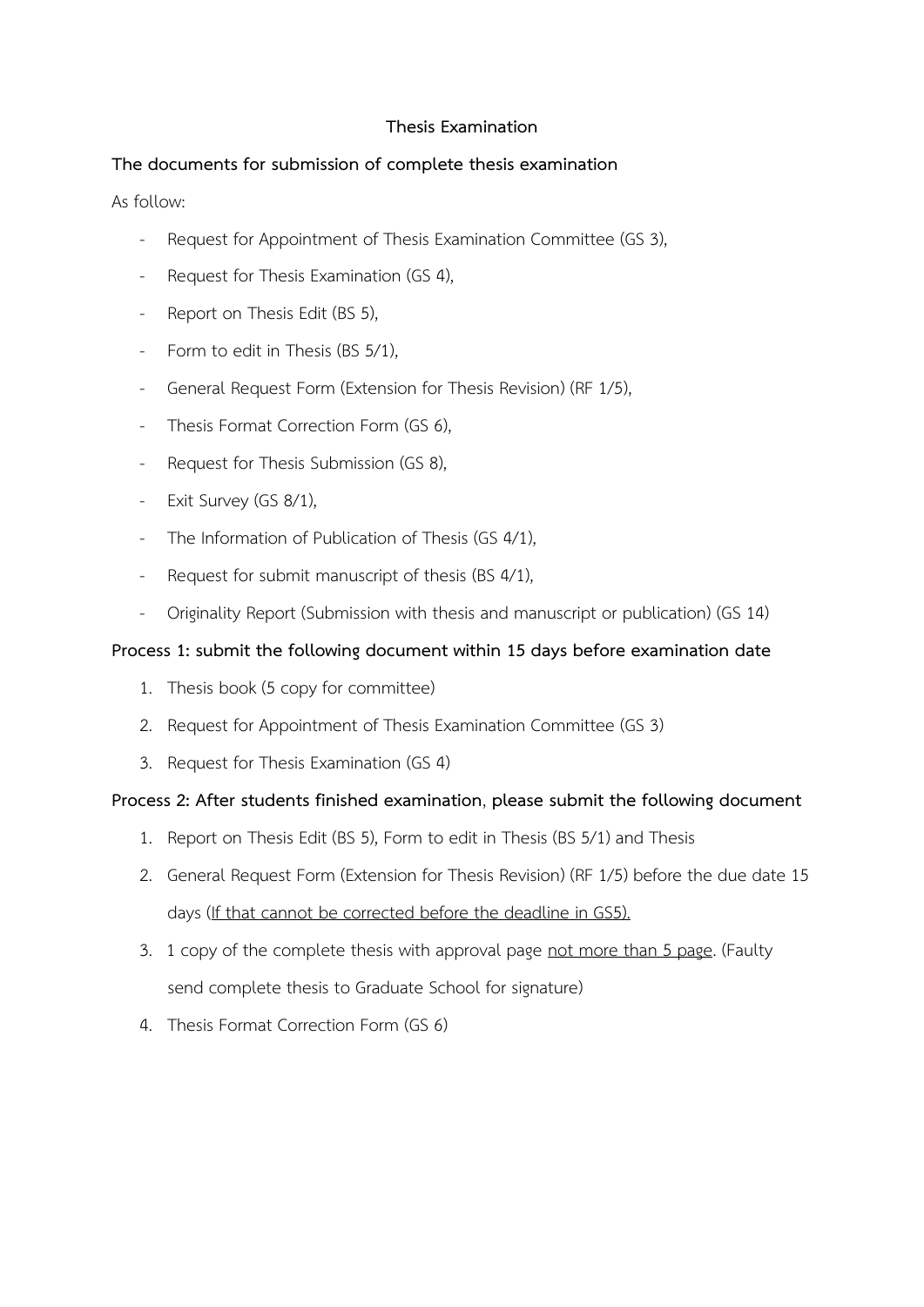# Thesis Examination

**The documents for submission of complete thesis examination**

As follow:

- Request for Appointment of Thesis Examination Committee (GS 3),
- Request for Thesis Examination (GS 4),
- Report on Thesis Edit (BS 5),
- Form to edit in Thesis (BS 5/1),
- General Request Form (Extension for Thesis Revision) (RF 1/5),
- Thesis Format Correction Form (GS 6),
- Request for Thesis Submission (GS 8),
- Exit Survey (GS 8/1),
- The Information of Publication of Thesis (GS 4/1),
- Request for submit manuscript of thesis (BS 4/1),
- Originality Report (Submission with thesis and manuscript or publication) (GS 14)

**Process 1: submit the following document within 15 days before examination date**

1. Thesis book (5 copy for committee)
2. Request for Appointment of Thesis Examination Committee (GS 3)
3. Request for Thesis Examination (GS 4)

**Process 2: After students finished examination, please submit the following document**

1. Report on Thesis Edit (BS 5), Form to edit in Thesis (BS 5/1) and Thesis
2. General Request Form (Extension for Thesis Revision) (RF 1/5) before the due date 15 days (<u>If that cannot be corrected before the deadline in GS5).</u>
3. 1 copy of the complete thesis with approval page <u>not more than 5 page</u>. (Faulty send complete thesis to Graduate School for signature)
4. Thesis Format Correction Form (GS 6)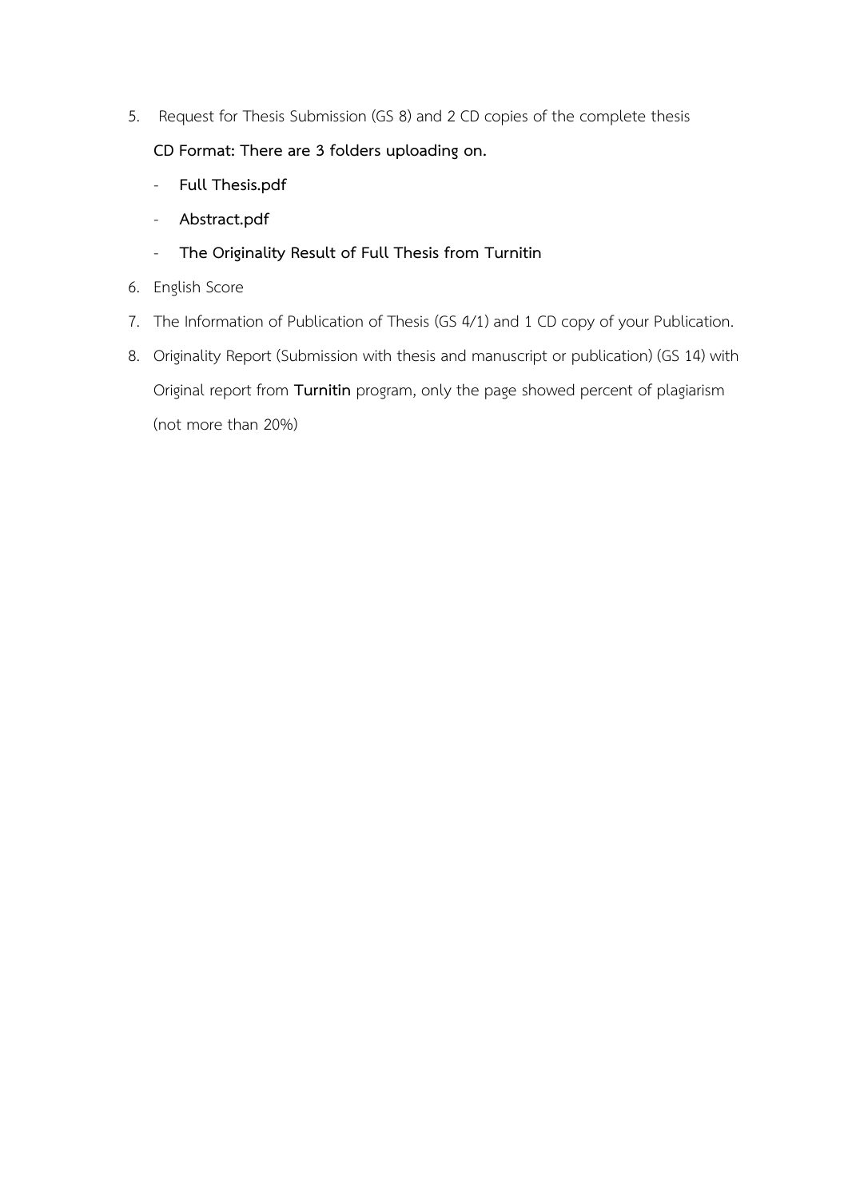5. Request for Thesis Submission (GS 8) and 2 CD copies of the complete thesis

   **CD Format: There are 3 folders uploading on.**

   - **Full Thesis.pdf**
   - **Abstract.pdf**
   - **The Originality Result of Full Thesis from Turnitin**

6. English Score
7. The Information of Publication of Thesis (GS 4/1) and 1 CD copy of your Publication.
8. Originality Report (Submission with thesis and manuscript or publication) (GS 14) with Original report from **Turnitin** program, only the page showed percent of plagiarism (not more than 20%)